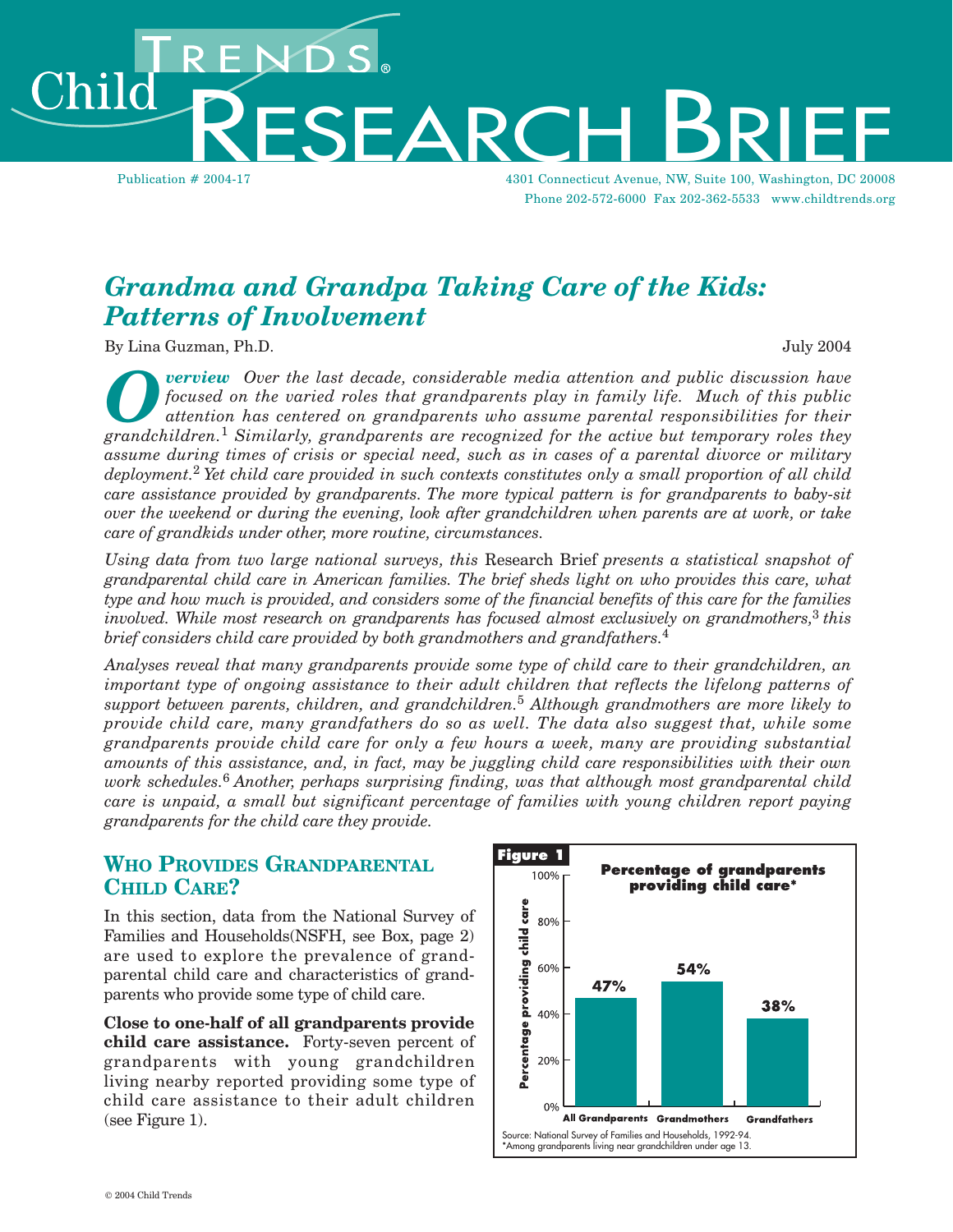# Child Trends Research Brief

Publication # 2004-17

4301 Connecticut Avenue, NW, Suite 100, Washington, DC 20008
Phone 202-572-6000 Fax 202-362-5533 www.childtrends.org

## *Grandma and Grandpa Taking Care of the Kids: Patterns of Involvement*

By Lina Guzman, Ph.D.

July 2004

***Overview*** *Over the last decade, considerable media attention and public discussion have focused on the varied roles that grandparents play in family life. Much of this public attention has centered on grandparents who assume parental responsibilities for their grandchildren.*[1] *Similarly, grandparents are recognized for the active but temporary roles they assume during times of crisis or special need, such as in cases of a parental divorce or military deployment.*[2] *Yet child care provided in such contexts constitutes only a small proportion of all child care assistance provided by grandparents. The more typical pattern is for grandparents to baby-sit over the weekend or during the evening, look after grandchildren when parents are at work, or take care of grandkids under other, more routine, circumstances.*

*Using data from two large national surveys, this* Research Brief *presents a statistical snapshot of grandparental child care in American families. The brief sheds light on who provides this care, what type and how much is provided, and considers some of the financial benefits of this care for the families involved. While most research on grandparents has focused almost exclusively on grandmothers,*[3] *this brief considers child care provided by both grandmothers and grandfathers.*[4]

*Analyses reveal that many grandparents provide some type of child care to their grandchildren, an important type of ongoing assistance to their adult children that reflects the lifelong patterns of support between parents, children, and grandchildren.*[5] *Although grandmothers are more likely to provide child care, many grandfathers do so as well. The data also suggest that, while some grandparents provide child care for only a few hours a week, many are providing substantial amounts of this assistance, and, in fact, may be juggling child care responsibilities with their own work schedules.*[6] *Another, perhaps surprising finding, was that although most grandparental child care is unpaid, a small but significant percentage of families with young children report paying grandparents for the child care they provide.*

### Who Provides Grandparental Child Care?

In this section, data from the National Survey of Families and Households(NSFH, see Box, page 2) are used to explore the prevalence of grandparental child care and characteristics of grandparents who provide some type of child care.

**Close to one-half of all grandparents provide child care assistance.** Forty-seven percent of grandparents with young grandchildren living nearby reported providing some type of child care assistance to their adult children (see Figure 1).

**Figure 1**

**Percentage of grandparents providing child care***

| | Percentage providing child care |
|---|---|
| All Grandparents | 47% |
| Grandmothers | 54% |
| Grandfathers | 38% |

Source: National Survey of Families and Households, 1992-94.
*Among grandparents living near grandchildren under age 13.

© 2004 Child Trends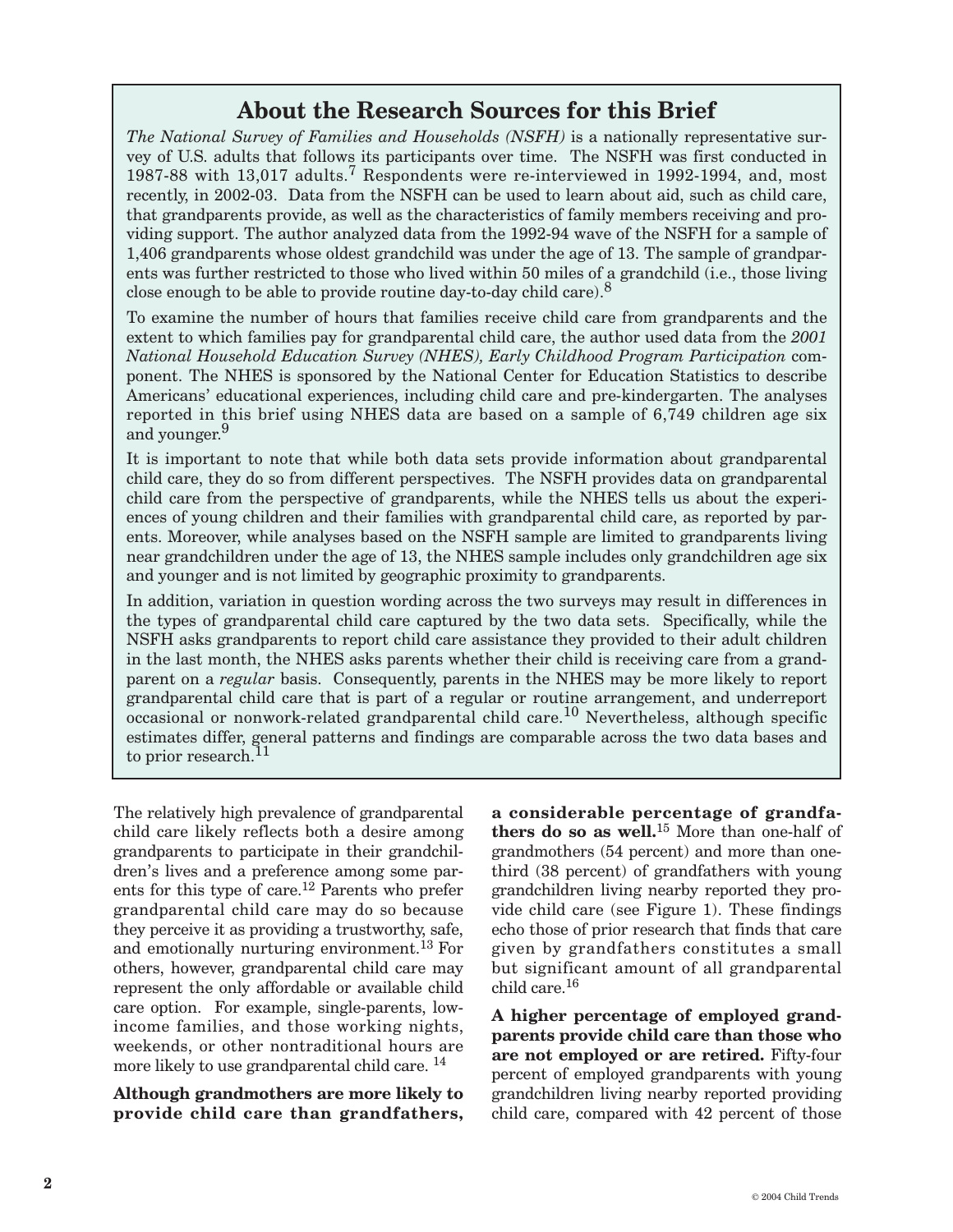## About the Research Sources for this Brief

*The National Survey of Families and Households (NSFH)* is a nationally representative survey of U.S. adults that follows its participants over time. The NSFH was first conducted in 1987-88 with 13,017 adults.[7] Respondents were re-interviewed in 1992-1994, and, most recently, in 2002-03. Data from the NSFH can be used to learn about aid, such as child care, that grandparents provide, as well as the characteristics of family members receiving and providing support. The author analyzed data from the 1992-94 wave of the NSFH for a sample of 1,406 grandparents whose oldest grandchild was under the age of 13. The sample of grandparents was further restricted to those who lived within 50 miles of a grandchild (i.e., those living close enough to be able to provide routine day-to-day child care).[8]

To examine the number of hours that families receive child care from grandparents and the extent to which families pay for grandparental child care, the author used data from the *2001 National Household Education Survey (NHES), Early Childhood Program Participation* component. The NHES is sponsored by the National Center for Education Statistics to describe Americans' educational experiences, including child care and pre-kindergarten. The analyses reported in this brief using NHES data are based on a sample of 6,749 children age six and younger.[9]

It is important to note that while both data sets provide information about grandparental child care, they do so from different perspectives. The NSFH provides data on grandparental child care from the perspective of grandparents, while the NHES tells us about the experiences of young children and their families with grandparental child care, as reported by parents. Moreover, while analyses based on the NSFH sample are limited to grandparents living near grandchildren under the age of 13, the NHES sample includes only grandchildren age six and younger and is not limited by geographic proximity to grandparents.

In addition, variation in question wording across the two surveys may result in differences in the types of grandparental child care captured by the two data sets. Specifically, while the NSFH asks grandparents to report child care assistance they provided to their adult children in the last month, the NHES asks parents whether their child is receiving care from a grandparent on a *regular* basis. Consequently, parents in the NHES may be more likely to report grandparental child care that is part of a regular or routine arrangement, and underreport occasional or nonwork-related grandparental child care.[10] Nevertheless, although specific estimates differ, general patterns and findings are comparable across the two data bases and to prior research.[11]

The relatively high prevalence of grandparental child care likely reflects both a desire among grandparents to participate in their grandchildren's lives and a preference among some parents for this type of care.[12] Parents who prefer grandparental child care may do so because they perceive it as providing a trustworthy, safe, and emotionally nurturing environment.[13] For others, however, grandparental child care may represent the only affordable or available child care option. For example, single-parents, low-income families, and those working nights, weekends, or other nontraditional hours are more likely to use grandparental child care.[14]

**Although grandmothers are more likely to provide child care than grandfathers, a considerable percentage of grandfathers do so as well.**[15] More than one-half of grandmothers (54 percent) and more than one-third (38 percent) of grandfathers with young grandchildren living nearby reported they provide child care (see Figure 1). These findings echo those of prior research that finds that care given by grandfathers constitutes a small but significant amount of all grandparental child care.[16]

**A higher percentage of employed grandparents provide child care than those who are not employed or are retired.** Fifty-four percent of employed grandparents with young grandchildren living nearby reported providing child care, compared with 42 percent of those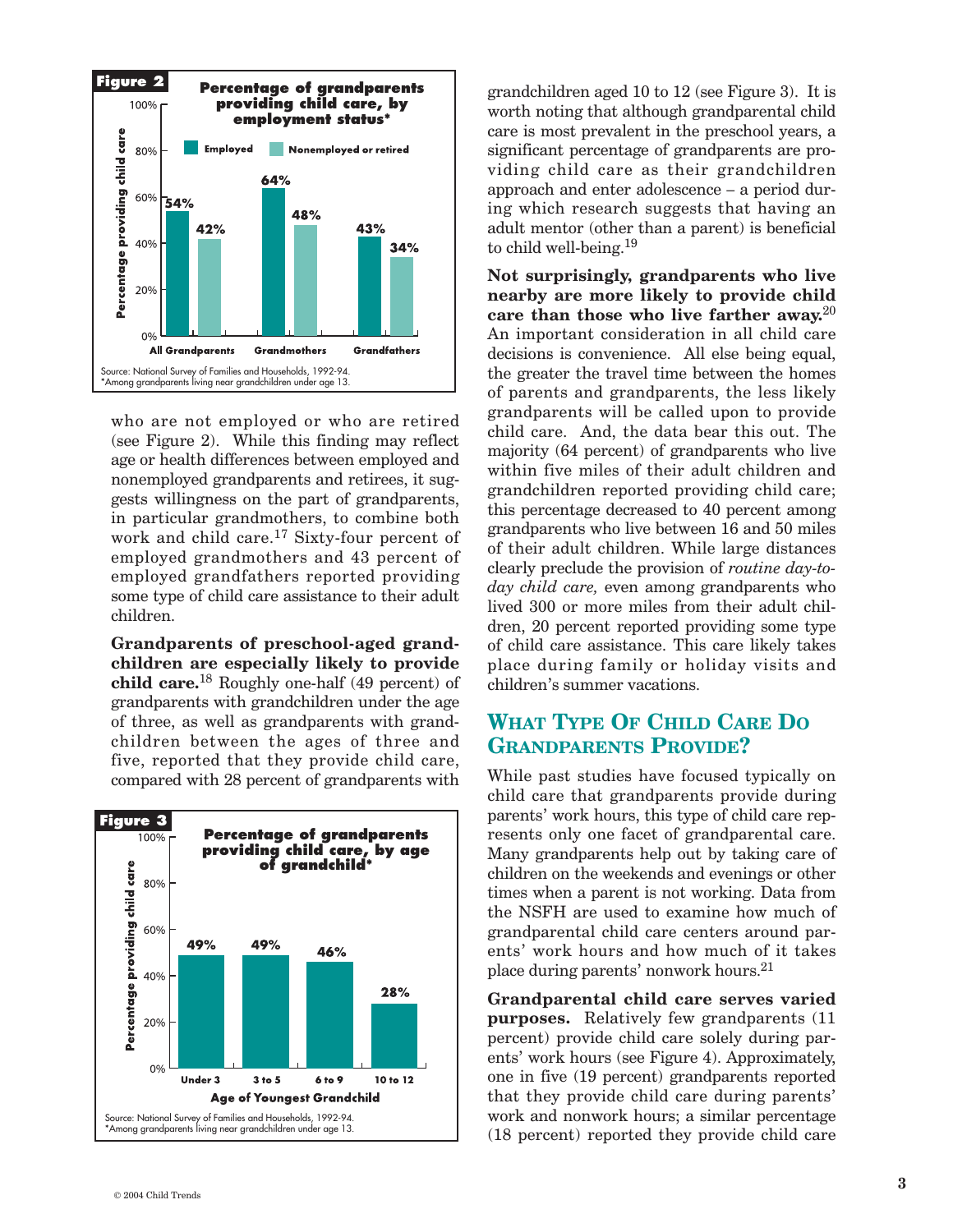**Figure 2**

**Percentage of grandparents providing child care, by employment status***

| | Employed | Nonemployed or retired |
|---|---|---|
| All Grandparents | 54% | 42% |
| Grandmothers | 64% | 48% |
| Grandfathers | 43% | 34% |

Source: National Survey of Families and Households, 1992-94.
*Among grandparents living near grandchildren under age 13.

who are not employed or who are retired (see Figure 2). While this finding may reflect age or health differences between employed and nonemployed grandparents and retirees, it suggests willingness on the part of grandparents, in particular grandmothers, to combine both work and child care.[17] Sixty-four percent of employed grandmothers and 43 percent of employed grandfathers reported providing some type of child care assistance to their adult children.

**Grandparents of preschool-aged grandchildren are especially likely to provide child care.**[18] Roughly one-half (49 percent) of grandparents with grandchildren under the age of three, as well as grandparents with grandchildren between the ages of three and five, reported that they provide child care, compared with 28 percent of grandparents with grandchildren aged 10 to 12 (see Figure 3). It is worth noting that although grandparental child care is most prevalent in the preschool years, a significant percentage of grandparents are providing child care as their grandchildren approach and enter adolescence – a period during which research suggests that having an adult mentor (other than a parent) is beneficial to child well-being.[19]

**Figure 3**

**Percentage of grandparents providing child care, by age of grandchild***

| Age of Youngest Grandchild | Percentage providing child care |
|---|---|
| Under 3 | 49% |
| 3 to 5 | 49% |
| 6 to 9 | 46% |
| 10 to 12 | 28% |

Source: National Survey of Families and Households, 1992-94.
*Among grandparents living near grandchildren under age 13.

**Not surprisingly, grandparents who live nearby are more likely to provide child care than those who live farther away.**[20] An important consideration in all child care decisions is convenience. All else being equal, the greater the travel time between the homes of parents and grandparents, the less likely grandparents will be called upon to provide child care. And, the data bear this out. The majority (64 percent) of grandparents who live within five miles of their adult children and grandchildren reported providing child care; this percentage decreased to 40 percent among grandparents who live between 16 and 50 miles of their adult children. While large distances clearly preclude the provision of *routine day-to-day child care,* even among grandparents who lived 300 or more miles from their adult children, 20 percent reported providing some type of child care assistance. This care likely takes place during family or holiday visits and children's summer vacations.

## What Type Of Child Care Do Grandparents Provide?

While past studies have focused typically on child care that grandparents provide during parents' work hours, this type of child care represents only one facet of grandparental care. Many grandparents help out by taking care of children on the weekends and evenings or other times when a parent is not working. Data from the NSFH are used to examine how much of grandparental child care centers around parents' work hours and how much of it takes place during parents' nonwork hours.[21]

**Grandparental child care serves varied purposes.** Relatively few grandparents (11 percent) provide child care solely during parents' work hours (see Figure 4). Approximately, one in five (19 percent) grandparents reported that they provide child care during parents' work and nonwork hours; a similar percentage (18 percent) reported they provide child care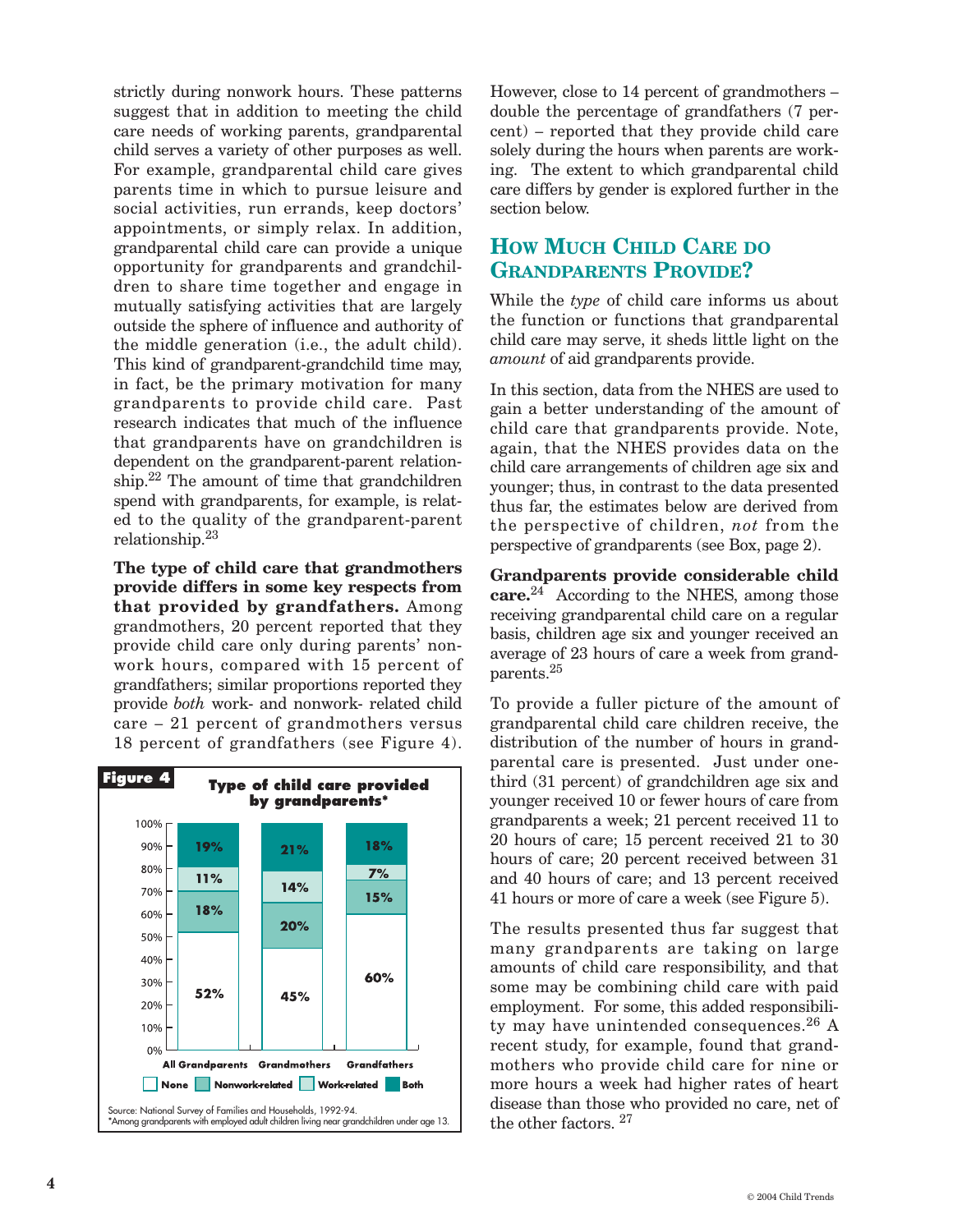strictly during nonwork hours. These patterns suggest that in addition to meeting the child care needs of working parents, grandparental child serves a variety of other purposes as well. For example, grandparental child care gives parents time in which to pursue leisure and social activities, run errands, keep doctors' appointments, or simply relax. In addition, grandparental child care can provide a unique opportunity for grandparents and grandchildren to share time together and engage in mutually satisfying activities that are largely outside the sphere of influence and authority of the middle generation (i.e., the adult child). This kind of grandparent-grandchild time may, in fact, be the primary motivation for many grandparents to provide child care. Past research indicates that much of the influence that grandparents have on grandchildren is dependent on the grandparent-parent relationship.[22] The amount of time that grandchildren spend with grandparents, for example, is related to the quality of the grandparent-parent relationship.[23]

**The type of child care that grandmothers provide differs in some key respects from that provided by grandfathers.** Among grandmothers, 20 percent reported that they provide child care only during parents' nonwork hours, compared with 15 percent of grandfathers; similar proportions reported they provide *both* work- and nonwork- related child care – 21 percent of grandmothers versus 18 percent of grandfathers (see Figure 4).

**Figure 4** Type of child care provided by grandparents*

| | All Grandparents | Grandmothers | Grandfathers |
|---|---|---|---|
| Both | 19% | 21% | 18% |
| Work-related | 11% | 14% | 7% |
| Nonwork-related | 18% | 20% | 15% |
| None | 52% | 45% | 60% |

Source: National Survey of Families and Households, 1992-94.
*Among grandparents with employed adult children living near grandchildren under age 13.

However, close to 14 percent of grandmothers – double the percentage of grandfathers (7 percent) – reported that they provide child care solely during the hours when parents are working. The extent to which grandparental child care differs by gender is explored further in the section below.

## How Much Child Care do Grandparents Provide?

While the *type* of child care informs us about the function or functions that grandparental child care may serve, it sheds little light on the *amount* of aid grandparents provide.

In this section, data from the NHES are used to gain a better understanding of the amount of child care that grandparents provide. Note, again, that the NHES provides data on the child care arrangements of children age six and younger; thus, in contrast to the data presented thus far, the estimates below are derived from the perspective of children, *not* from the perspective of grandparents (see Box, page 2).

**Grandparents provide considerable child care.**[24] According to the NHES, among those receiving grandparental child care on a regular basis, children age six and younger received an average of 23 hours of care a week from grandparents.[25]

To provide a fuller picture of the amount of grandparental child care children receive, the distribution of the number of hours in grandparental care is presented. Just under one-third (31 percent) of grandchildren age six and younger received 10 or fewer hours of care from grandparents a week; 21 percent received 11 to 20 hours of care; 15 percent received 21 to 30 hours of care; 20 percent received between 31 and 40 hours of care; and 13 percent received 41 hours or more of care a week (see Figure 5).

The results presented thus far suggest that many grandparents are taking on large amounts of child care responsibility, and that some may be combining child care with paid employment. For some, this added responsibility may have unintended consequences.[26] A recent study, for example, found that grandmothers who provide child care for nine or more hours a week had higher rates of heart disease than those who provided no care, net of the other factors.[27]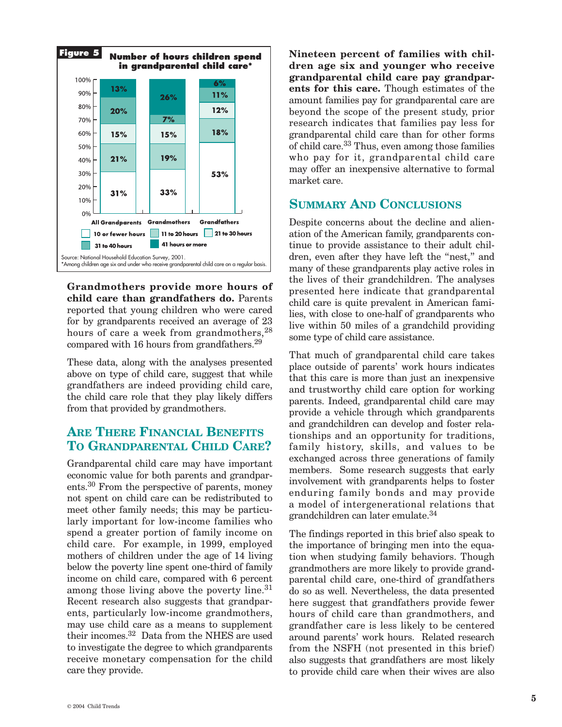**Figure 5** Number of hours children spend in grandparental child care*

| Hours | All Grandparents | Grandmothers | Grandfathers |
| --- | --- | --- | --- |
| 10 or fewer hours | 31% | 33% | 53% |
| 11 to 20 hours | 21% | 19% | 18% |
| 21 to 30 hours | 15% | 15% | 12% |
| 31 to 40 hours | 20% | 7% | 11% |
| 41 hours or more | 13% | 26% | 6% |

Source: National Household Education Survey, 2001.
*Among children age six and under who receive grandparental child care on a regular basis.

**Grandmothers provide more hours of child care than grandfathers do.** Parents reported that young children who were cared for by grandparents received an average of 23 hours of care a week from grandmothers,[28] compared with 16 hours from grandfathers.[29]

These data, along with the analyses presented above on type of child care, suggest that while grandfathers are indeed providing child care, the child care role that they play likely differs from that provided by grandmothers.

## Are There Financial Benefits To Grandparental Child Care?

Grandparental child care may have important economic value for both parents and grandparents.[30] From the perspective of parents, money not spent on child care can be redistributed to meet other family needs; this may be particularly important for low-income families who spend a greater portion of family income on child care. For example, in 1999, employed mothers of children under the age of 14 living below the poverty line spent one-third of family income on child care, compared with 6 percent among those living above the poverty line.[31] Recent research also suggests that grandparents, particularly low-income grandmothers, may use child care as a means to supplement their incomes.[32] Data from the NHES are used to investigate the degree to which grandparents receive monetary compensation for the child care they provide.

**Nineteen percent of families with children age six and younger who receive grandparental child care pay grandparents for this care.** Though estimates of the amount families pay for grandparental care are beyond the scope of the present study, prior research indicates that families pay less for grandparental child care than for other forms of child care.[33] Thus, even among those families who pay for it, grandparental child care may offer an inexpensive alternative to formal market care.

## Summary And Conclusions

Despite concerns about the decline and alienation of the American family, grandparents continue to provide assistance to their adult children, even after they have left the "nest," and many of these grandparents play active roles in the lives of their grandchildren. The analyses presented here indicate that grandparental child care is quite prevalent in American families, with close to one-half of grandparents who live within 50 miles of a grandchild providing some type of child care assistance.

That much of grandparental child care takes place outside of parents' work hours indicates that this care is more than just an inexpensive and trustworthy child care option for working parents. Indeed, grandparental child care may provide a vehicle through which grandparents and grandchildren can develop and foster relationships and an opportunity for traditions, family history, skills, and values to be exchanged across three generations of family members. Some research suggests that early involvement with grandparents helps to foster enduring family bonds and may provide a model of intergenerational relations that grandchildren can later emulate.[34]

The findings reported in this brief also speak to the importance of bringing men into the equation when studying family behaviors. Though grandmothers are more likely to provide grandparental child care, one-third of grandfathers do so as well. Nevertheless, the data presented here suggest that grandfathers provide fewer hours of child care than grandmothers, and grandfather care is less likely to be centered around parents' work hours. Related research from the NSFH (not presented in this brief) also suggests that grandfathers are most likely to provide child care when their wives are also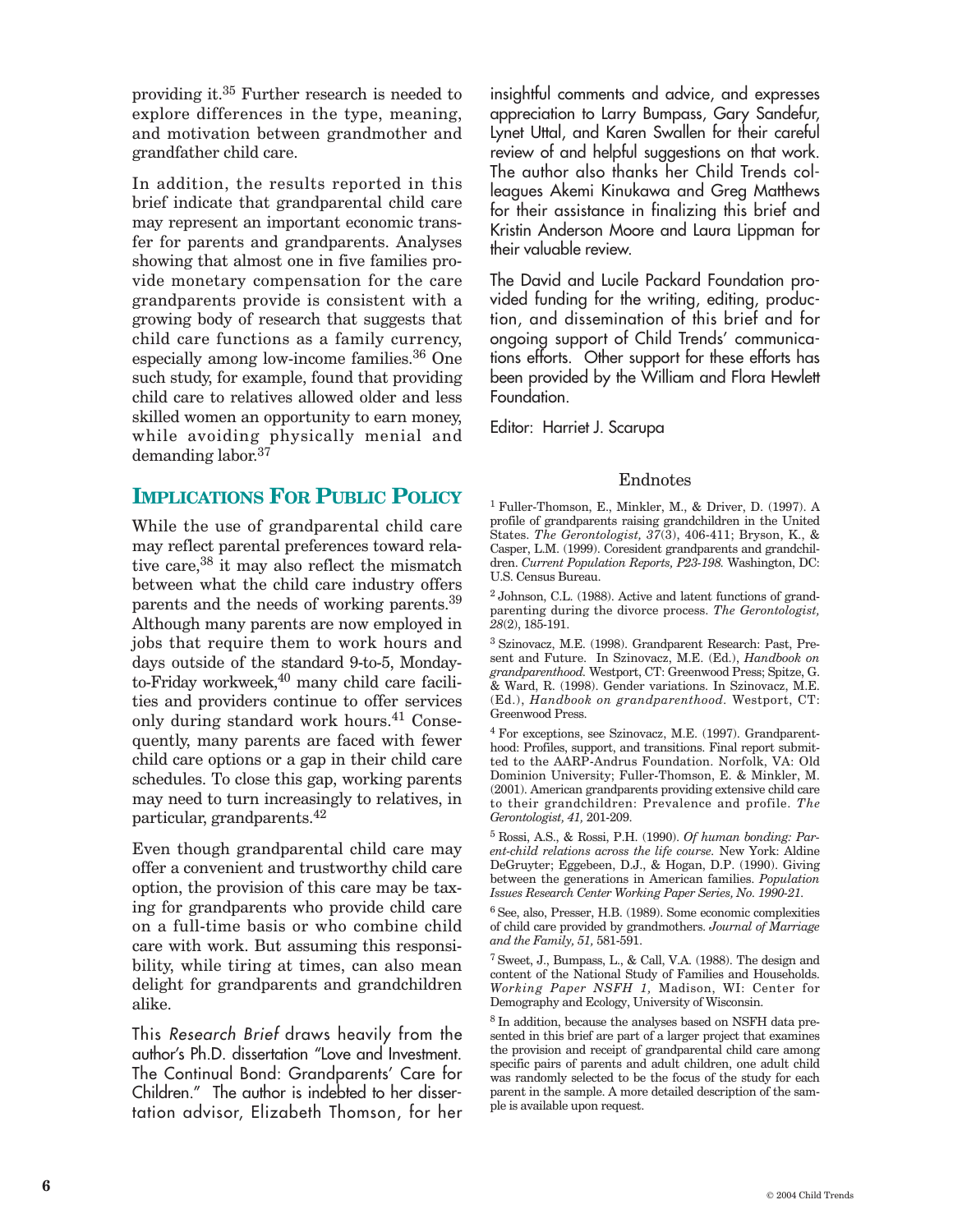providing it.[35] Further research is needed to explore differences in the type, meaning, and motivation between grandmother and grandfather child care.

In addition, the results reported in this brief indicate that grandparental child care may represent an important economic transfer for parents and grandparents. Analyses showing that almost one in five families provide monetary compensation for the care grandparents provide is consistent with a growing body of research that suggests that child care functions as a family currency, especially among low-income families.[36] One such study, for example, found that providing child care to relatives allowed older and less skilled women an opportunity to earn money, while avoiding physically menial and demanding labor.[37]

## IMPLICATIONS FOR PUBLIC POLICY

While the use of grandparental child care may reflect parental preferences toward relative care,[38] it may also reflect the mismatch between what the child care industry offers parents and the needs of working parents.[39] Although many parents are now employed in jobs that require them to work hours and days outside of the standard 9-to-5, Monday-to-Friday workweek,[40] many child care facilities and providers continue to offer services only during standard work hours.[41] Consequently, many parents are faced with fewer child care options or a gap in their child care schedules. To close this gap, working parents may need to turn increasingly to relatives, in particular, grandparents.[42]

Even though grandparental child care may offer a convenient and trustworthy child care option, the provision of this care may be taxing for grandparents who provide child care on a full-time basis or who combine child care with work. But assuming this responsibility, while tiring at times, can also mean delight for grandparents and grandchildren alike.

This *Research Brief* draws heavily from the author's Ph.D. dissertation "Love and Investment. The Continual Bond: Grandparents' Care for Children." The author is indebted to her dissertation advisor, Elizabeth Thomson, for her insightful comments and advice, and expresses appreciation to Larry Bumpass, Gary Sandefur, Lynet Uttal, and Karen Swallen for their careful review of and helpful suggestions on that work. The author also thanks her Child Trends colleagues Akemi Kinukawa and Greg Matthews for their assistance in finalizing this brief and Kristin Anderson Moore and Laura Lippman for their valuable review.

The David and Lucile Packard Foundation provided funding for the writing, editing, production, and dissemination of this brief and for ongoing support of Child Trends' communications efforts. Other support for these efforts has been provided by the William and Flora Hewlett Foundation.

Editor: Harriet J. Scarupa

## Endnotes

[1] Fuller-Thomson, E., Minkler, M., & Driver, D. (1997). A profile of grandparents raising grandchildren in the United States. *The Gerontologist, 37*(3), 406-411; Bryson, K., & Casper, L.M. (1999). Coresident grandparents and grandchildren. *Current Population Reports, P23-198.* Washington, DC: U.S. Census Bureau.

[2] Johnson, C.L. (1988). Active and latent functions of grandparenting during the divorce process. *The Gerontologist, 28*(2), 185-191.

[3] Szinovacz, M.E. (1998). Grandparent Research: Past, Present and Future. In Szinovacz, M.E. (Ed.), *Handbook on grandparenthood.* Westport, CT: Greenwood Press; Spitze, G. & Ward, R. (1998). Gender variations. In Szinovacz, M.E. (Ed.), *Handbook on grandparenthood.* Westport, CT: Greenwood Press.

[4] For exceptions, see Szinovacz, M.E. (1997). Grandparenthood: Profiles, support, and transitions. Final report submitted to the AARP-Andrus Foundation. Norfolk, VA: Old Dominion University; Fuller-Thomson, E. & Minkler, M. (2001). American grandparents providing extensive child care to their grandchildren: Prevalence and profile. *The Gerontologist, 41,* 201-209.

[5] Rossi, A.S., & Rossi, P.H. (1990). *Of human bonding: Parent-child relations across the life course.* New York: Aldine DeGruyter; Eggebeen, D.J., & Hogan, D.P. (1990). Giving between the generations in American families. *Population Issues Research Center Working Paper Series, No. 1990-21.*

[6] See, also, Presser, H.B. (1989). Some economic complexities of child care provided by grandmothers. *Journal of Marriage and the Family, 51,* 581-591.

[7] Sweet, J., Bumpass, L., & Call, V.A. (1988). The design and content of the National Study of Families and Households. *Working Paper NSFH 1,* Madison, WI: Center for Demography and Ecology, University of Wisconsin.

[8] In addition, because the analyses based on NSFH data presented in this brief are part of a larger project that examines the provision and receipt of grandparental child care among specific pairs of parents and adult children, one adult child was randomly selected to be the focus of the study for each parent in the sample. A more detailed description of the sample is available upon request.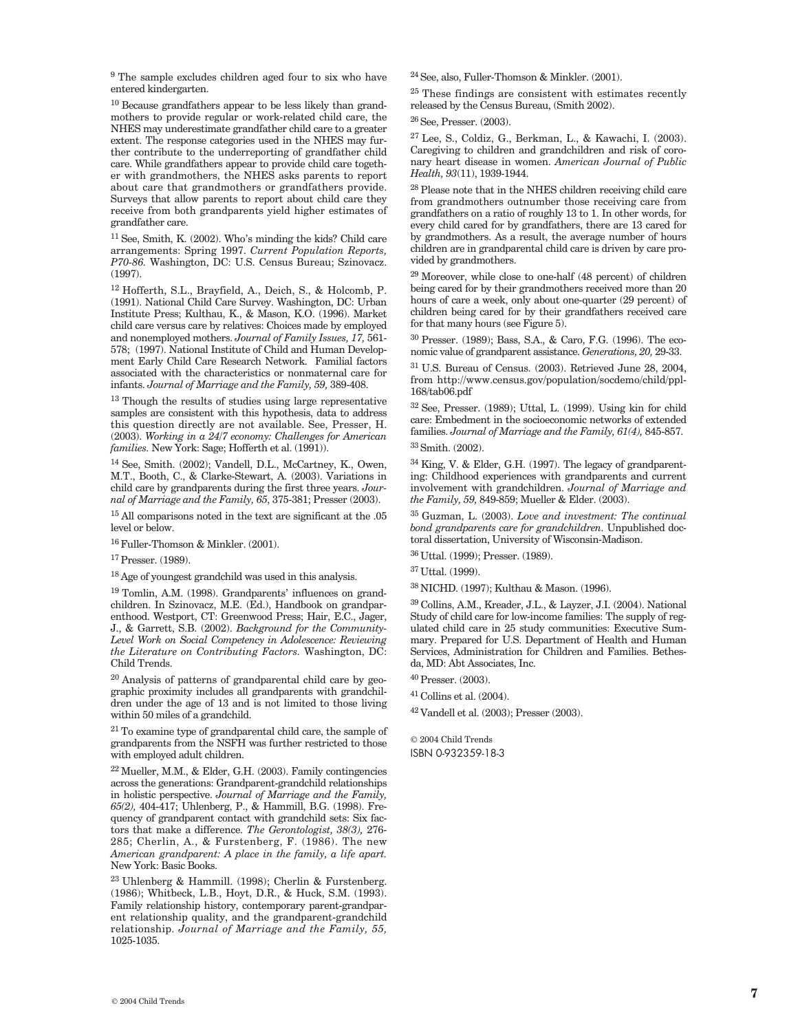[9] The sample excludes children aged four to six who have entered kindergarten.

[10] Because grandfathers appear to be less likely than grandmothers to provide regular or work-related child care, the NHES may underestimate grandfather child care to a greater extent. The response categories used in the NHES may further contribute to the underreporting of grandfather child care. While grandfathers appear to provide child care together with grandmothers, the NHES asks parents to report about care that grandmothers or grandfathers provide. Surveys that allow parents to report about child care they receive from both grandparents yield higher estimates of grandfather care.

[11] See, Smith, K. (2002). Who's minding the kids? Child care arrangements: Spring 1997. *Current Population Reports, P70-86.* Washington, DC: U.S. Census Bureau; Szinovacz. (1997).

[12] Hofferth, S.L., Brayfield, A., Deich, S., & Holcomb, P. (1991). National Child Care Survey. Washington, DC: Urban Institute Press; Kulthau, K., & Mason, K.O. (1996). Market child care versus care by relatives: Choices made by employed and nonemployed mothers. *Journal of Family Issues, 17,* 561-578; (1997). National Institute of Child and Human Development Early Child Care Research Network. Familial factors associated with the characteristics of nonmaternal care for infants. *Journal of Marriage and the Family, 59,* 389-408.

[13] Though the results of studies using large representative samples are consistent with this hypothesis, data to address this question directly are not available. See, Presser, H. (2003). *Working in a 24/7 economy: Challenges for American families.* New York: Sage; Hofferth et al. (1991)).

[14] See, Smith. (2002); Vandell, D.L., McCartney, K., Owen, M.T., Booth, C., & Clarke-Stewart, A. (2003). Variations in child care by grandparents during the first three years. *Journal of Marriage and the Family, 65*, 375-381; Presser (2003).

[15] All comparisons noted in the text are significant at the .05 level or below.

[16] Fuller-Thomson & Minkler. (2001).

[17] Presser. (1989).

[18] Age of youngest grandchild was used in this analysis.

[19] Tomlin, A.M. (1998). Grandparents' influences on grandchildren. In Szinovacz, M.E. (Ed.), Handbook on grandparenthood. Westport, CT: Greenwood Press; Hair, E.C., Jager, J., & Garrett, S.B. (2002). *Background for the Community-Level Work on Social Competency in Adolescence: Reviewing the Literature on Contributing Factors.* Washington, DC: Child Trends.

[20] Analysis of patterns of grandparental child care by geographic proximity includes all grandparents with grandchildren under the age of 13 and is not limited to those living within 50 miles of a grandchild.

[21] To examine type of grandparental child care, the sample of grandparents from the NSFH was further restricted to those with employed adult children.

[22] Mueller, M.M., & Elder, G.H. (2003). Family contingencies across the generations: Grandparent-grandchild relationships in holistic perspective. *Journal of Marriage and the Family, 65(2),* 404-417; Uhlenberg, P., & Hammill, B.G. (1998). Frequency of grandparent contact with grandchild sets: Six factors that make a difference. *The Gerontologist, 38(3),* 276-285; Cherlin, A., & Furstenberg, F. (1986). The new *American grandparent: A place in the family, a life apart.* New York: Basic Books.

[23] Uhlenberg & Hammill. (1998); Cherlin & Furstenberg. (1986); Whitbeck, L.B., Hoyt, D.R., & Huck, S.M. (1993). Family relationship history, contemporary parent-grandparent relationship quality, and the grandparent-grandchild relationship. *Journal of Marriage and the Family, 55,* 1025-1035.

[24] See, also, Fuller-Thomson & Minkler. (2001).

[25] These findings are consistent with estimates recently released by the Census Bureau, (Smith 2002).

[26] See, Presser. (2003).

[27] Lee, S., Coldiz, G., Berkman, L., & Kawachi, I. (2003). Caregiving to children and grandchildren and risk of coronary heart disease in women. *American Journal of Public Health, 93*(11), 1939-1944.

[28] Please note that in the NHES children receiving child care from grandmothers outnumber those receiving care from grandfathers on a ratio of roughly 13 to 1. In other words, for every child cared for by grandfathers, there are 13 cared for by grandmothers. As a result, the average number of hours children are in grandparental child care is driven by care provided by grandmothers.

[29] Moreover, while close to one-half (48 percent) of children being cared for by their grandmothers received more than 20 hours of care a week, only about one-quarter (29 percent) of children being cared for by their grandfathers received care for that many hours (see Figure 5).

[30] Presser. (1989); Bass, S.A., & Caro, F.G. (1996). The economic value of grandparent assistance. *Generations, 20,* 29-33.

[31] U.S. Bureau of Census. (2003). Retrieved June 28, 2004, from http://www.census.gov/population/socdemo/child/ppl-168/tab06.pdf

[32] See, Presser. (1989); Uttal, L. (1999). Using kin for child care: Embedment in the socioeconomic networks of extended families. *Journal of Marriage and the Family, 61(4),* 845-857.

[33] Smith. (2002).

[34] King, V. & Elder, G.H. (1997). The legacy of grandparenting: Childhood experiences with grandparents and current involvement with grandchildren. *Journal of Marriage and the Family, 59,* 849-859; Mueller & Elder. (2003).

[35] Guzman, L. (2003). *Love and investment: The continual bond grandparents care for grandchildren.* Unpublished doctoral dissertation, University of Wisconsin-Madison.

[36] Uttal. (1999); Presser. (1989).

[37] Uttal. (1999).

[38] NICHD. (1997); Kulthau & Mason. (1996).

[39] Collins, A.M., Kreader, J.L., & Layzer, J.I. (2004). National Study of child care for low-income families: The supply of regulated child care in 25 study communities: Executive Summary. Prepared for U.S. Department of Health and Human Services, Administration for Children and Families. Bethesda, MD: Abt Associates, Inc.

[40] Presser. (2003).

[41] Collins et al. (2004).

[42] Vandell et al. (2003); Presser (2003).

© 2004 Child Trends
ISBN 0-932359-18-3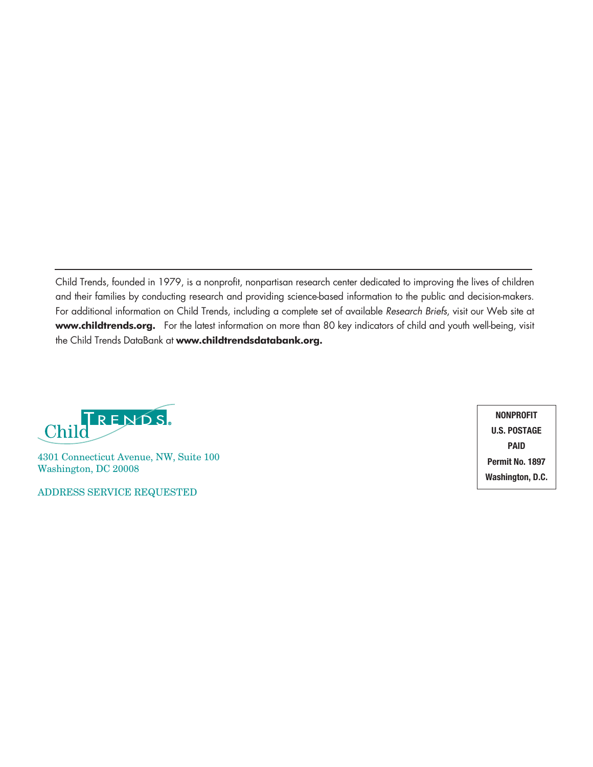Child Trends, founded in 1979, is a nonprofit, nonpartisan research center dedicated to improving the lives of children and their families by conducting research and providing science-based information to the public and decision-makers. For additional information on Child Trends, including a complete set of available *Research Briefs*, visit our Web site at **www.childtrends.org.** For the latest information on more than 80 key indicators of child and youth well-being, visit the Child Trends DataBank at **www.childtrendsdatabank.org.**

Child TRENDS®

4301 Connecticut Avenue, NW, Suite 100
Washington, DC 20008

ADDRESS SERVICE REQUESTED

**NONPROFIT**
**U.S. POSTAGE**
**PAID**
**Permit No. 1897**
**Washington, D.C.**